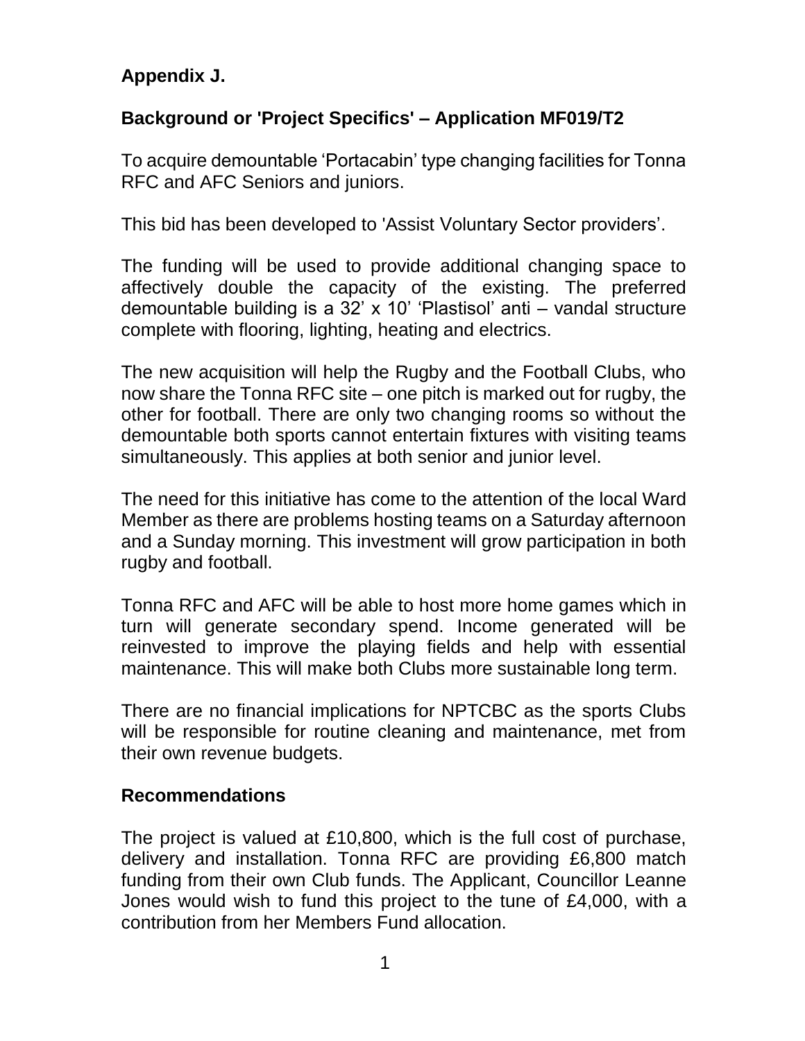**Appendix J.**

**Background or 'Project Specifics' – Application MF019/T2**

To acquire demountable 'Portacabin' type changing facilities for Tonna RFC and AFC Seniors and juniors.

This bid has been developed to 'Assist Voluntary Sector providers'.

The funding will be used to provide additional changing space to affectively double the capacity of the existing. The preferred demountable building is a 32' x 10' 'Plastisol' anti – vandal structure complete with flooring, lighting, heating and electrics.

The new acquisition will help the Rugby and the Football Clubs, who now share the Tonna RFC site – one pitch is marked out for rugby, the other for football. There are only two changing rooms so without the demountable both sports cannot entertain fixtures with visiting teams simultaneously. This applies at both senior and junior level.

The need for this initiative has come to the attention of the local Ward Member as there are problems hosting teams on a Saturday afternoon and a Sunday morning. This investment will grow participation in both rugby and football.

Tonna RFC and AFC will be able to host more home games which in turn will generate secondary spend. Income generated will be reinvested to improve the playing fields and help with essential maintenance. This will make both Clubs more sustainable long term.

There are no financial implications for NPTCBC as the sports Clubs will be responsible for routine cleaning and maintenance, met from their own revenue budgets.

**Recommendations**

The project is valued at £10,800, which is the full cost of purchase, delivery and installation. Tonna RFC are providing £6,800 match funding from their own Club funds. The Applicant, Councillor Leanne Jones would wish to fund this project to the tune of £4,000, with a contribution from her Members Fund allocation.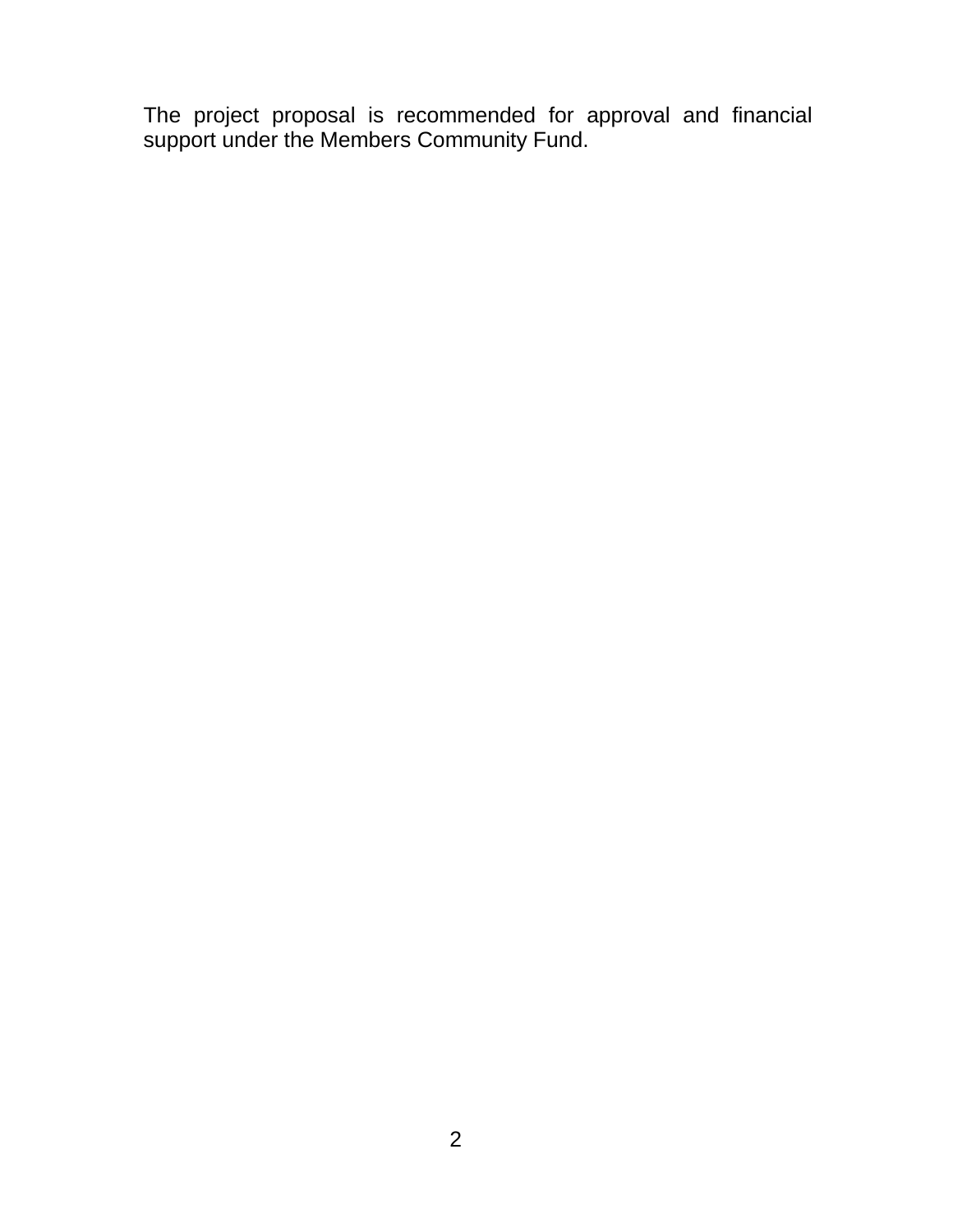The project proposal is recommended for approval and financial support under the Members Community Fund.